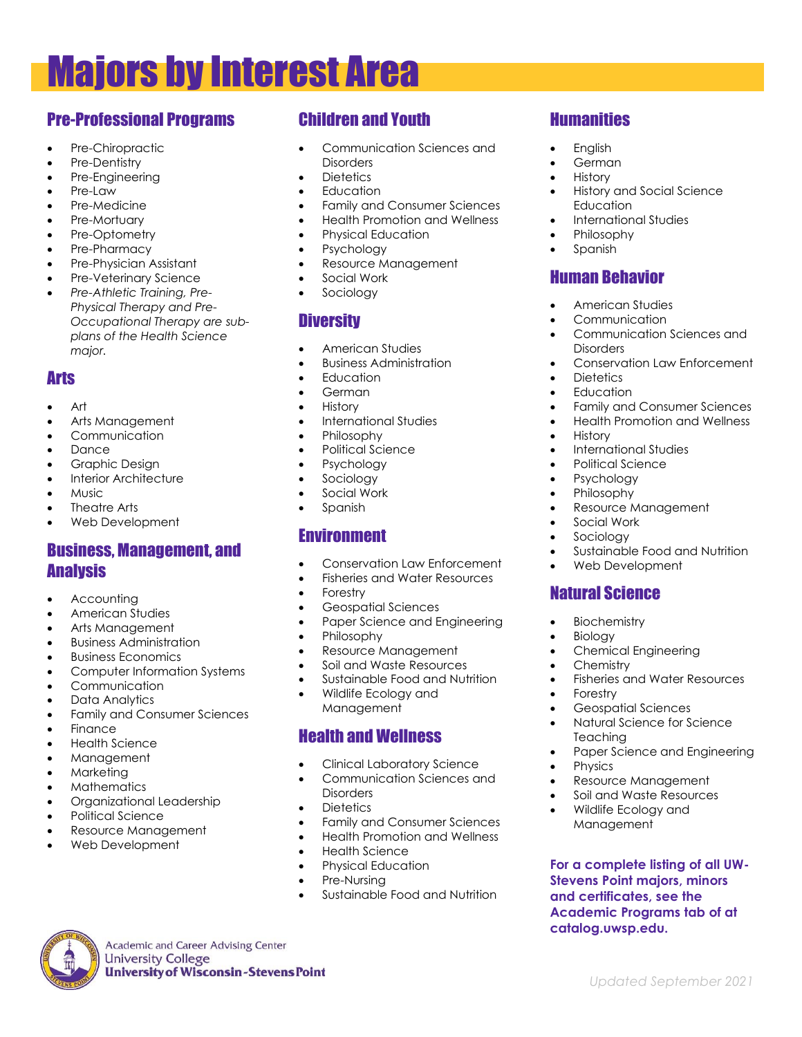# Majors by Interest Area

## Pre-Professional Programs

- Pre-Chiropractic
- Pre-Dentistry
- Pre-Engineering
- Pre-Law
- Pre-Medicine
- Pre-Mortuary
- Pre-Optometry
- Pre-Pharmacy
- Pre-Physician Assistant
- Pre-Veterinary Science
- *Pre-Athletic Training, Pre-Physical Therapy and Pre-Occupational Therapy are sub-plans of the Health Science major.*

## Arts

- Art
- Arts Management
- Communication
- Dance
- Graphic Design
- Interior Architecture
- Music
- Theatre Arts
- Web Development

## Business, Management, and Analysis

- Accounting
- American Studies
- Arts Management
- Business Administration
- Business Economics
- Computer Information Systems
- Communication
- Data Analytics
- Family and Consumer Sciences
- Finance
- Health Science
- Management
- Marketing
- Mathematics
- Organizational Leadership
- Political Science
- Resource Management
- Web Development

## Children and Youth

- Communication Sciences and Disorders
- Dietetics
- Education
- Family and Consumer Sciences
- Health Promotion and Wellness
- Physical Education
- Psychology
- Resource Management
- Social Work
- Sociology

## Diversity

- American Studies
- Business Administration
- Education
- German
- History
- International Studies
- Philosophy
- Political Science
- Psychology
- Sociology
- Social Work
- Spanish

## Environment

- Conservation Law Enforcement
- Fisheries and Water Resources
- Forestry
- Geospatial Sciences
- Paper Science and Engineering
- Philosophy
- Resource Management
- Soil and Waste Resources
- Sustainable Food and Nutrition
- Wildlife Ecology and Management

## Health and Wellness

- Clinical Laboratory Science
- Communication Sciences and Disorders
- Dietetics
- Family and Consumer Sciences
- Health Promotion and Wellness
- Health Science
- Physical Education
- Pre-Nursing
- Sustainable Food and Nutrition

## Humanities

- English
- German
- History
- History and Social Science Education
- International Studies
- Philosophy
- Spanish

## Human Behavior

- American Studies
- Communication
- Communication Sciences and Disorders
- Conservation Law Enforcement
- Dietetics
- Education
- Family and Consumer Sciences
- Health Promotion and Wellness
- History
- International Studies
- Political Science
- Psychology
- Philosophy
- Resource Management
- Social Work
- Sociology
- Sustainable Food and Nutrition
- Web Development

## Natural Science

- Biochemistry
- Biology
- Chemical Engineering
- Chemistry
- Fisheries and Water Resources
- Forestry
- Geospatial Sciences
- Natural Science for Science Teaching
- Paper Science and Engineering
- Physics
- Resource Management
- Soil and Waste Resources
- Wildlife Ecology and Management

**For a complete listing of all UW-Stevens Point majors, minors and certificates, see the Academic Programs tab of at catalog.uwsp.edu.**

Academic and Career Advising Center
University College
University of Wisconsin-Stevens Point

*Updated September 2021*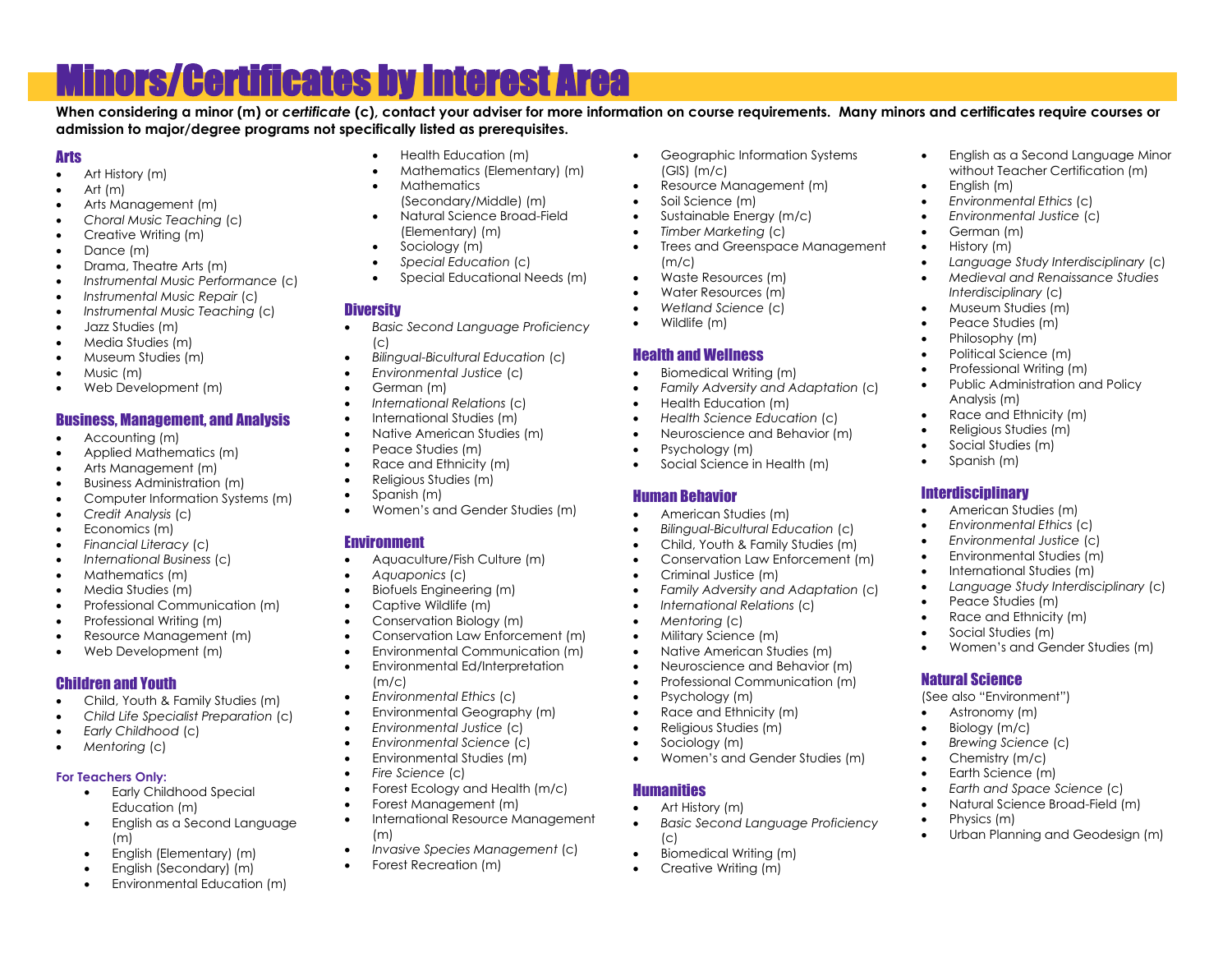# Minors/Certificates by Interest Area

**When considering a minor (m) or *certificate* (c), contact your adviser for more information on course requirements. Many minors and certificates require courses or admission to major/degree programs not specifically listed as prerequisites.**

## Arts

- Art History (m)
- Art (m)
- Arts Management (m)
- *Choral Music Teaching* (c)
- Creative Writing (m)
- Dance (m)
- Drama, Theatre Arts (m)
- *Instrumental Music Performance* (c)
- *Instrumental Music Repair* (c)
- *Instrumental Music Teaching* (c)
- Jazz Studies (m)
- Media Studies (m)
- Museum Studies (m)
- Music (m)
- Web Development (m)

## Business, Management, and Analysis

- Accounting (m)
- Applied Mathematics (m)
- Arts Management (m)
- Business Administration (m)
- Computer Information Systems (m)
- *Credit Analysis* (c)
- Economics (m)
- *Financial Literacy* (c)
- *International Business* (c)
- Mathematics (m)
- Media Studies (m)
- Professional Communication (m)
- Professional Writing (m)
- Resource Management (m)
- Web Development (m)

## Children and Youth

- Child, Youth & Family Studies (m)
- *Child Life Specialist Preparation* (c)
- *Early Childhood* (c)
- *Mentoring* (c)

### For Teachers Only:

- Early Childhood Special Education (m)
- English as a Second Language (m)
- English (Elementary) (m)
- English (Secondary) (m)
- Environmental Education (m)
- Health Education (m)
- Mathematics (Elementary) (m)
- Mathematics (Secondary/Middle) (m)
- Natural Science Broad-Field (Elementary) (m)
- Sociology (m)
- *Special Education* (c)
- Special Educational Needs (m)

## Diversity

- *Basic Second Language Proficiency* (c)
- *Bilingual-Bicultural Education* (c)
- *Environmental Justice* (c)
- German (m)
- *International Relations* (c)
- International Studies (m)
- Native American Studies (m)
- Peace Studies (m)
- Race and Ethnicity (m)
- Religious Studies (m)
- Spanish (m)
- Women's and Gender Studies (m)

## Environment

- Aquaculture/Fish Culture (m)
- *Aquaponics* (c)
- Biofuels Engineering (m)
- Captive Wildlife (m)
- Conservation Biology (m)
- Conservation Law Enforcement (m)
- Environmental Communication (m)
- Environmental Ed/Interpretation (m/c)
- *Environmental Ethics* (c)
- Environmental Geography (m)
- *Environmental Justice* (c)
- *Environmental Science* (c)
- Environmental Studies (m)
- *Fire Science* (c)
- Forest Ecology and Health (m/c)
- Forest Management (m)
- International Resource Management (m)
- *Invasive Species Management* (c)
- Forest Recreation (m)
- Geographic Information Systems (GIS) (m/c)
- Resource Management (m)
- Soil Science (m)
- Sustainable Energy (m/c)
- *Timber Marketing* (c)
- Trees and Greenspace Management (m/c)
- Waste Resources (m)
- Water Resources (m)
- *Wetland Science* (c)
- Wildlife (m)

## Health and Wellness

- Biomedical Writing (m)
- *Family Adversity and Adaptation* (c)
- Health Education (m)
- *Health Science Education* (c)
- Neuroscience and Behavior (m)
- Psychology (m)
- Social Science in Health (m)

## Human Behavior

- American Studies (m)
- *Bilingual-Bicultural Education* (c)
- Child, Youth & Family Studies (m)
- Conservation Law Enforcement (m)
- Criminal Justice (m)
- *Family Adversity and Adaptation* (c)
- *International Relations* (c)
- *Mentoring* (c)
- Military Science (m)
- Native American Studies (m)
- Neuroscience and Behavior (m)
- Professional Communication (m)
- Psychology (m)
- Race and Ethnicity (m)
- Religious Studies (m)
- Sociology (m)
- Women's and Gender Studies (m)

## Humanities

- Art History (m)
- *Basic Second Language Proficiency* (c)
- Biomedical Writing (m)
- Creative Writing (m)
- English as a Second Language Minor without Teacher Certification (m)
- English (m)
- *Environmental Ethics* (c)
- *Environmental Justice* (c)
- German (m)
- History (m)
- *Language Study Interdisciplinary* (c)
- *Medieval and Renaissance Studies Interdisciplinary* (c)
- Museum Studies (m)
- Peace Studies (m)
- Philosophy (m)
- Political Science (m)
- Professional Writing (m)
- Public Administration and Policy Analysis (m)
- Race and Ethnicity (m)
- Religious Studies (m)
- Social Studies (m)
- Spanish (m)

## Interdisciplinary

- American Studies (m)
- *Environmental Ethics* (c)
- *Environmental Justice* (c)
- Environmental Studies (m)
- International Studies (m)
- *Language Study Interdisciplinary* (c)
- Peace Studies (m)
- Race and Ethnicity (m)
- Social Studies (m)
- Women's and Gender Studies (m)

## Natural Science

(See also "Environment")

- Astronomy (m)
- Biology (m/c)
- *Brewing Science* (c)
- Chemistry (m/c)
- Earth Science (m)
- *Earth and Space Science* (c)
- Natural Science Broad-Field (m)
- Physics (m)
- Urban Planning and Geodesign (m)